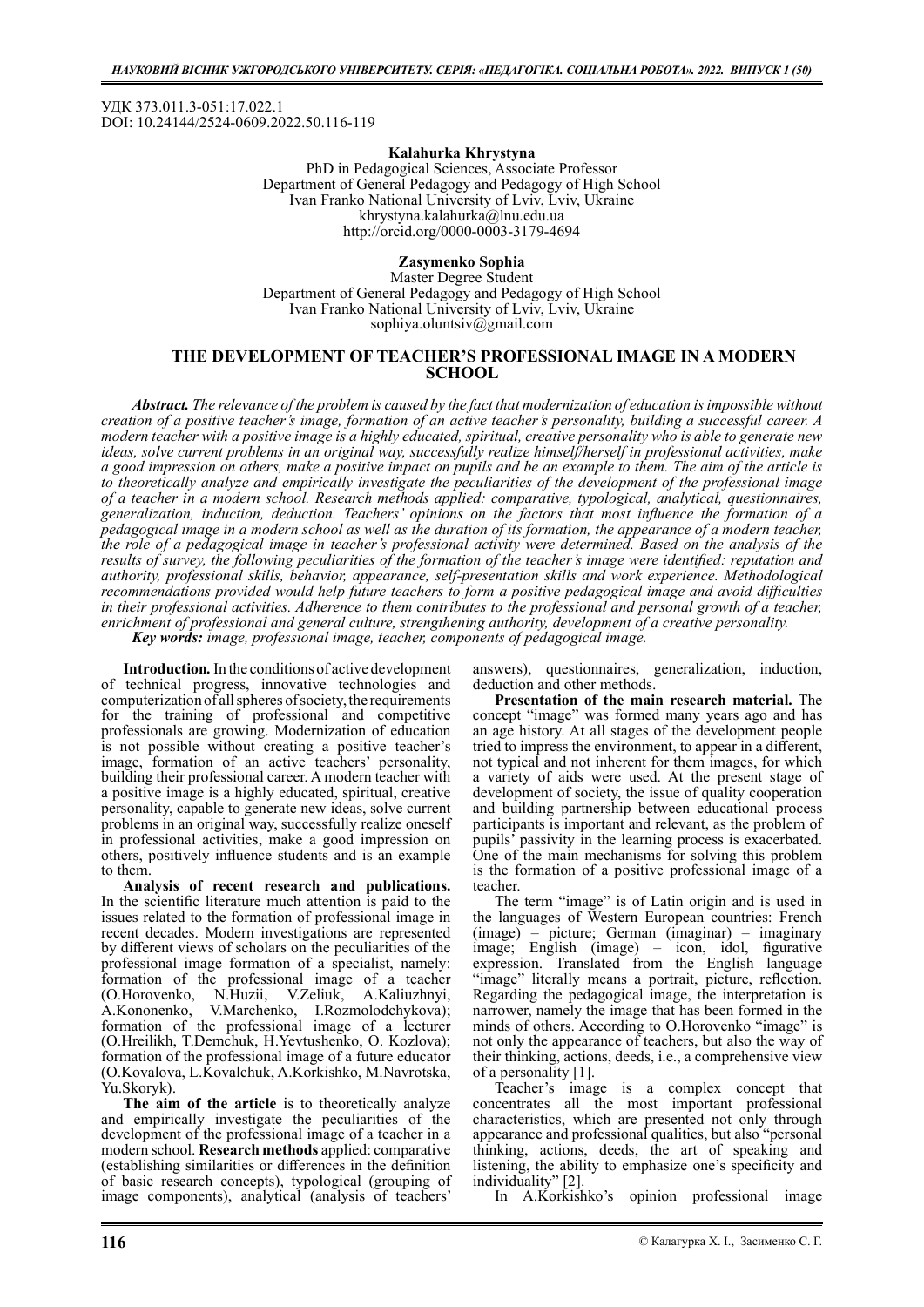УДК 373.011.3-051:17.022.1
DOI: 10.24144/2524-0609.2022.50.116-119

**Kalahurka Khrystyna**
PhD in Pedagogical Sciences, Associate Professor
Department of General Pedagogy and Pedagogy of High School
Ivan Franko National University of Lviv, Lviv, Ukraine
khrystyna.kalahurka@lnu.edu.ua
http://orcid.org/0000-0003-3179-4694

**Zasymenko Sophia**
Master Degree Student
Department of General Pedagogy and Pedagogy of High School
Ivan Franko National University of Lviv, Lviv, Ukraine
sophiya.oluntsiv@gmail.com

# THE DEVELOPMENT OF TEACHER'S PROFESSIONAL IMAGE IN A MODERN SCHOOL

***Abstract.*** *The relevance of the problem is caused by the fact that modernization of education is impossible without creation of a positive teacher's image, formation of an active teacher's personality, building a successful career. A modern teacher with a positive image is a highly educated, spiritual, creative personality who is able to generate new ideas, solve current problems in an original way, successfully realize himself/herself in professional activities, make a good impression on others, make a positive impact on pupils and be an example to them. The aim of the article is to theoretically analyze and empirically investigate the peculiarities of the development of the professional image of a teacher in a modern school. Research methods applied: comparative, typological, analytical, questionnaires, generalization, induction, deduction. Teachers' opinions on the factors that most influence the formation of a pedagogical image in a modern school as well as the duration of its formation, the appearance of a modern teacher, the role of a pedagogical image in teacher's professional activity were determined. Based on the analysis of the results of survey, the following peculiarities of the formation of the teacher's image were identified: reputation and authority, professional skills, behavior, appearance, self-presentation skills and work experience. Methodological recommendations provided would help future teachers to form a positive pedagogical image and avoid difficulties in their professional activities. Adherence to them contributes to the professional and personal growth of a teacher, enrichment of professional and general culture, strengthening authority, development of a creative personality.*

***Key words:*** *image, professional image, teacher, components of pedagogical image.*

**Introduction.** In the conditions of active development of technical progress, innovative technologies and computerization of all spheres of society, the requirements for the training of professional and competitive professionals are growing. Modernization of education is not possible without creating a positive teacher's image, formation of an active teachers' personality, building their professional career. A modern teacher with a positive image is a highly educated, spiritual, creative personality, capable to generate new ideas, solve current problems in an original way, successfully realize oneself in professional activities, make a good impression on others, positively influence students and is an example to them.

**Analysis of recent research and publications.** In the scientific literature much attention is paid to the issues related to the formation of professional image in recent decades. Modern investigations are represented by different views of scholars on the peculiarities of the professional image formation of a specialist, namely: formation of the professional image of a teacher (O.Horovenko, N.Huzii, V.Zeliuk, A.Kaliuzhnyi, A.Kononenko, V.Marchenko, I.Rozmolodchykova); formation of the professional image of a lecturer (O.Hreilikh, T.Demchuk, H.Yevtushenko, O. Kozlova); formation of the professional image of a future educator (O.Kovalova, L.Kovalchuk, A.Korkishko, M.Navrotska, Yu.Skoryk).

**The aim of the article** is to theoretically analyze and empirically investigate the peculiarities of the development of the professional image of a teacher in a modern school. **Research methods** applied: comparative (establishing similarities or differences in the definition of basic research concepts), typological (grouping of image components), analytical (analysis of teachers' answers), questionnaires, generalization, induction, deduction and other methods.

**Presentation of the main research material.** The concept "image" was formed many years ago and has an age history. At all stages of the development people tried to impress the environment, to appear in a different, not typical and not inherent for them images, for which a variety of aids were used. At the present stage of development of society, the issue of quality cooperation and building partnership between educational process participants is important and relevant, as the problem of pupils' passivity in the learning process is exacerbated. One of the main mechanisms for solving this problem is the formation of a positive professional image of a teacher.

The term "image" is of Latin origin and is used in the languages of Western European countries: French (image) – picture; German (imaginar) – imaginary image; English (image) – icon, idol, figurative expression. Translated from the English language "image" literally means a portrait, picture, reflection. Regarding the pedagogical image, the interpretation is narrower, namely the image that has been formed in the minds of others. According to O.Horovenko "image" is not only the appearance of teachers, but also the way of their thinking, actions, deeds, i.e., a comprehensive view of a personality [1].

Teacher's image is a complex concept that concentrates all the most important professional characteristics, which are presented not only through appearance and professional qualities, but also "personal thinking, actions, deeds, the art of speaking and listening, the ability to emphasize one's specificity and individuality" [2].

In A.Korkishko's opinion professional image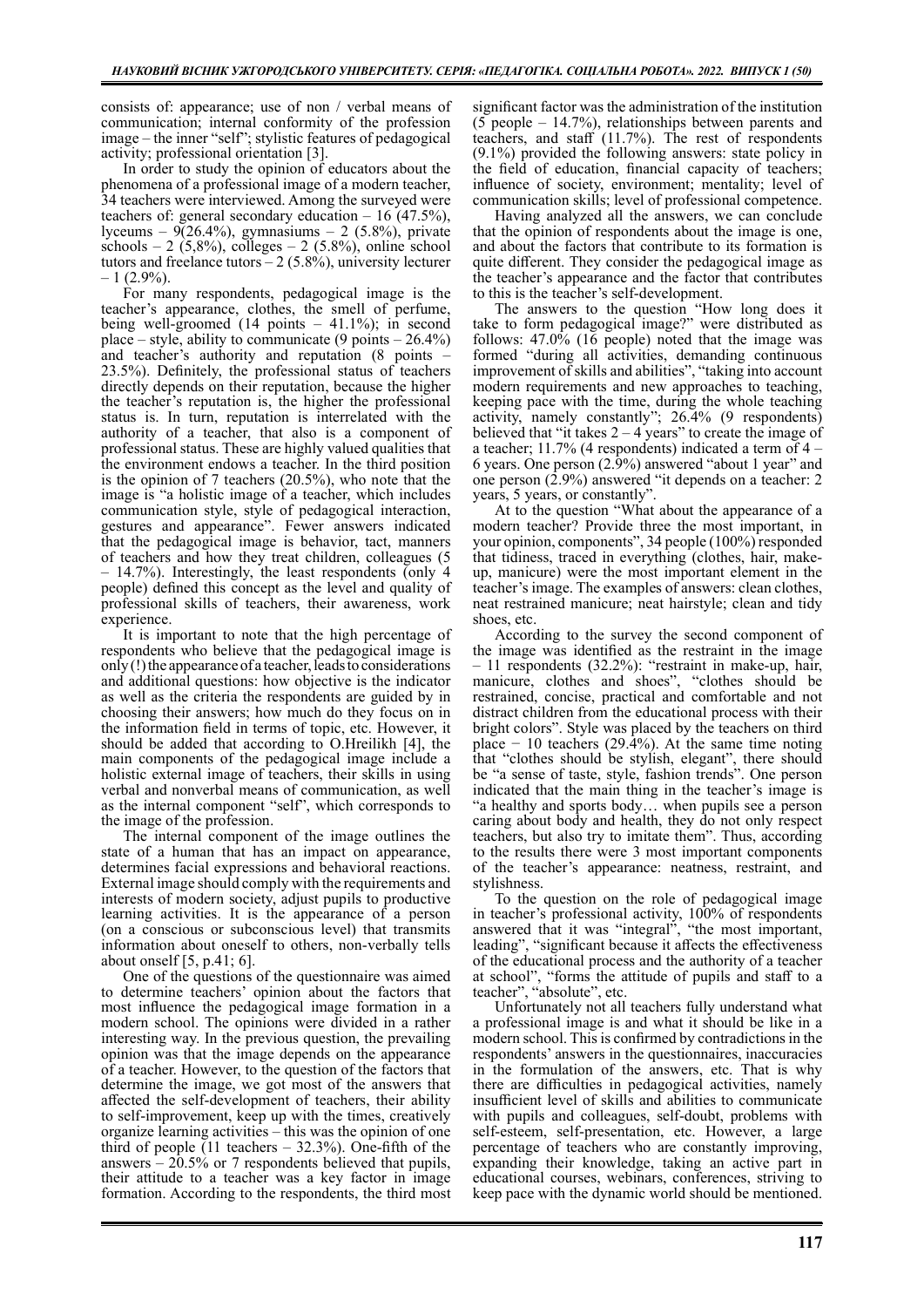consists of: appearance; use of non / verbal means of communication; internal conformity of the profession image – the inner "self"; stylistic features of pedagogical activity; professional orientation [3].

In order to study the opinion of educators about the phenomena of a professional image of a modern teacher, 34 teachers were interviewed. Among the surveyed were teachers of: general secondary education – 16 (47.5%), lyceums – 9(26.4%), gymnasiums – 2 (5.8%), private schools – 2 (5,8%), colleges – 2 (5.8%), online school tutors and freelance tutors – 2 (5.8%), university lecturer – 1 (2.9%).

For many respondents, pedagogical image is the teacher's appearance, clothes, the smell of perfume, being well-groomed (14 points – 41.1%); in second place – style, ability to communicate (9 points – 26.4%) and teacher's authority and reputation (8 points – 23.5%). Definitely, the professional status of teachers directly depends on their reputation, because the higher the teacher's reputation is, the higher the professional status is. In turn, reputation is interrelated with the authority of a teacher, that also is a component of professional status. These are highly valued qualities that the environment endows a teacher. In the third position is the opinion of 7 teachers (20.5%), who note that the image is "a holistic image of a teacher, which includes communication style, style of pedagogical interaction, gestures and appearance". Fewer answers indicated that the pedagogical image is behavior, tact, manners of teachers and how they treat children, colleagues (5 – 14.7%). Interestingly, the least respondents (only 4 people) defined this concept as the level and quality of professional skills of teachers, their awareness, work experience.

It is important to note that the high percentage of respondents who believe that the pedagogical image is only (!) the appearance of a teacher, leads to considerations and additional questions: how objective is the indicator as well as the criteria the respondents are guided by in choosing their answers; how much do they focus on in the information field in terms of topic, etc. However, it should be added that according to O.Hreilikh [4], the main components of the pedagogical image include a holistic external image of teachers, their skills in using verbal and nonverbal means of communication, as well as the internal component "self", which corresponds to the image of the profession.

The internal component of the image outlines the state of a human that has an impact on appearance, determines facial expressions and behavioral reactions. External image should comply with the requirements and interests of modern society, adjust pupils to productive learning activities. It is the appearance of a person (on a conscious or subconscious level) that transmits information about oneself to others, non-verbally tells about onself [5, p.41; 6].

One of the questions of the questionnaire was aimed to determine teachers' opinion about the factors that most influence the pedagogical image formation in a modern school. The opinions were divided in a rather interesting way. In the previous question, the prevailing opinion was that the image depends on the appearance of a teacher. However, to the question of the factors that determine the image, we got most of the answers that affected the self-development of teachers, their ability to self-improvement, keep up with the times, creatively organize learning activities – this was the opinion of one third of people (11 teachers – 32.3%). One-fifth of the answers – 20.5% or 7 respondents believed that pupils, their attitude to a teacher was a key factor in image formation. According to the respondents, the third most significant factor was the administration of the institution (5 people – 14.7%), relationships between parents and teachers, and staff (11.7%). The rest of respondents (9.1%) provided the following answers: state policy in the field of education, financial capacity of teachers; influence of society, environment; mentality; level of communication skills; level of professional competence.

Having analyzed all the answers, we can conclude that the opinion of respondents about the image is one, and about the factors that contribute to its formation is quite different. They consider the pedagogical image as the teacher's appearance and the factor that contributes to this is the teacher's self-development.

The answers to the question "How long does it take to form pedagogical image?" were distributed as follows: 47.0% (16 people) noted that the image was formed "during all activities, demanding continuous improvement of skills and abilities", "taking into account modern requirements and new approaches to teaching, keeping pace with the time, during the whole teaching activity, namely constantly"; 26.4% (9 respondents) believed that "it takes 2 – 4 years" to create the image of a teacher; 11.7% (4 respondents) indicated a term of 4 – 6 years. One person (2.9%) answered "about 1 year" and one person (2.9%) answered "it depends on a teacher: 2 years, 5 years, or constantly".

At to the question "What about the appearance of a modern teacher? Provide three the most important, in your opinion, components", 34 people (100%) responded that tidiness, traced in everything (clothes, hair, make-up, manicure) were the most important element in the teacher's image. The examples of answers: clean clothes, neat restrained manicure; neat hairstyle; clean and tidy shoes, etc.

According to the survey the second component of the image was identified as the restraint in the image – 11 respondents (32.2%): "restraint in make-up, hair, manicure, clothes and shoes", "clothes should be restrained, concise, practical and comfortable and not distract children from the educational process with their bright colors". Style was placed by the teachers on third place − 10 teachers (29.4%). At the same time noting that "clothes should be stylish, elegant", there should be "a sense of taste, style, fashion trends". One person indicated that the main thing in the teacher's image is "a healthy and sports body… when pupils see a person caring about body and health, they do not only respect teachers, but also try to imitate them". Thus, according to the results there were 3 most important components of the teacher's appearance: neatness, restraint, and stylishness.

To the question on the role of pedagogical image in teacher's professional activity, 100% of respondents answered that it was "integral", "the most important, leading", "significant because it affects the effectiveness of the educational process and the authority of a teacher at school", "forms the attitude of pupils and staff to a teacher", "absolute", etc.

Unfortunately not all teachers fully understand what a professional image is and what it should be like in a modern school. This is confirmed by contradictions in the respondents' answers in the questionnaires, inaccuracies in the formulation of the answers, etc. That is why there are difficulties in pedagogical activities, namely insufficient level of skills and abilities to communicate with pupils and colleagues, self-doubt, problems with self-esteem, self-presentation, etc. However, a large percentage of teachers who are constantly improving, expanding their knowledge, taking an active part in educational courses, webinars, conferences, striving to keep pace with the dynamic world should be mentioned.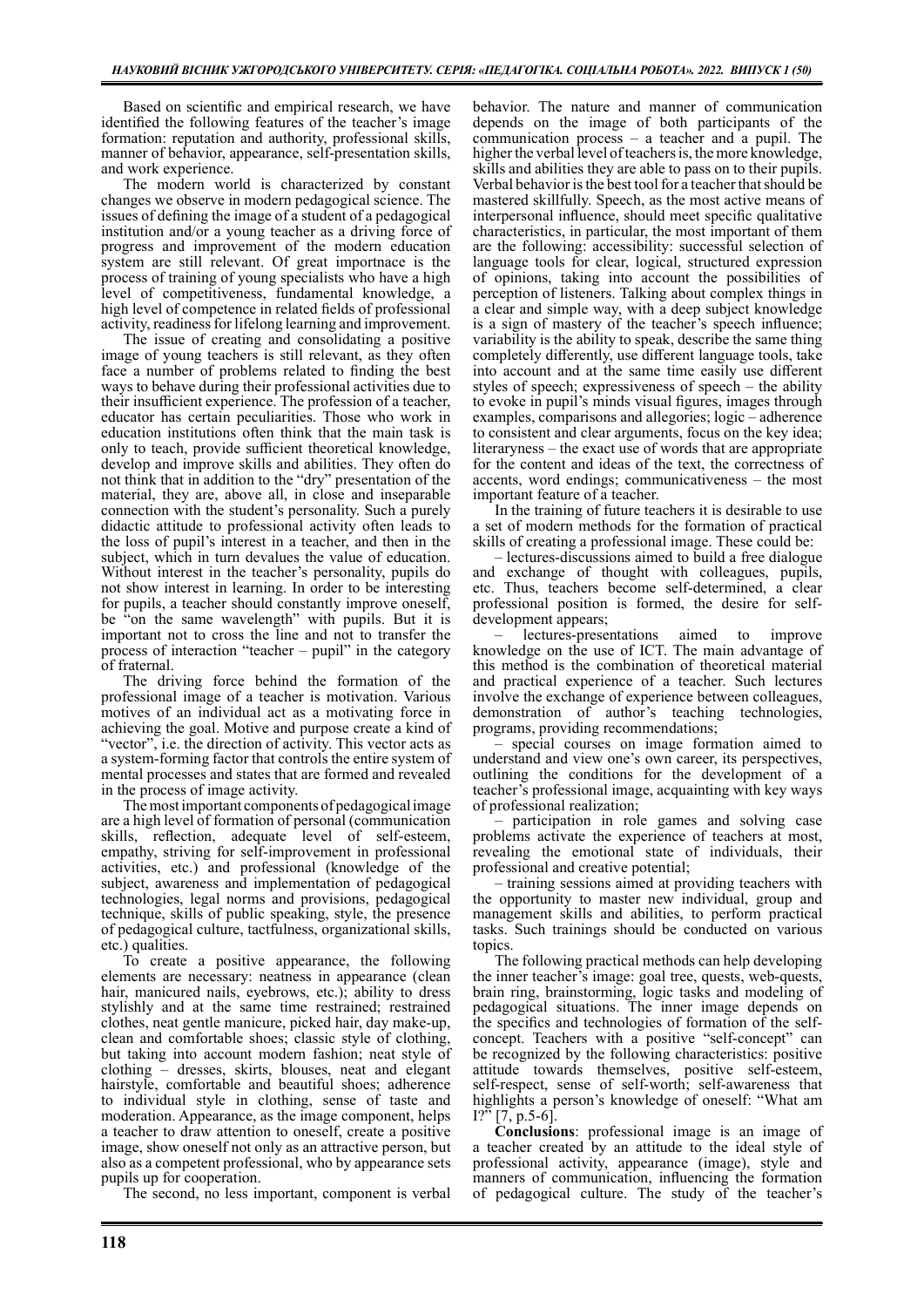Based on scientific and empirical research, we have identified the following features of the teacher's image formation: reputation and authority, professional skills, manner of behavior, appearance, self-presentation skills, and work experience.

The modern world is characterized by constant changes we observe in modern pedagogical science. The issues of defining the image of a student of a pedagogical institution and/or a young teacher as a driving force of progress and improvement of the modern education system are still relevant. Of great importnace is the process of training of young specialists who have a high level of competitiveness, fundamental knowledge, a high level of competence in related fields of professional activity, readiness for lifelong learning and improvement.

The issue of creating and consolidating a positive image of young teachers is still relevant, as they often face a number of problems related to finding the best ways to behave during their professional activities due to their insufficient experience. The profession of a teacher, educator has certain peculiarities. Those who work in education institutions often think that the main task is only to teach, provide sufficient theoretical knowledge, develop and improve skills and abilities. They often do not think that in addition to the "dry" presentation of the material, they are, above all, in close and inseparable connection with the student's personality. Such a purely didactic attitude to professional activity often leads to the loss of pupil's interest in a teacher, and then in the subject, which in turn devalues the value of education. Without interest in the teacher's personality, pupils do not show interest in learning. In order to be interesting for pupils, a teacher should constantly improve oneself, be "on the same wavelength" with pupils. But it is important not to cross the line and not to transfer the process of interaction "teacher – pupil" in the category of fraternal.

The driving force behind the formation of the professional image of a teacher is motivation. Various motives of an individual act as a motivating force in achieving the goal. Motive and purpose create a kind of "vector", i.e. the direction of activity. This vector acts as a system-forming factor that controls the entire system of mental processes and states that are formed and revealed in the process of image activity.

The most important components of pedagogical image are a high level of formation of personal (communication skills, reflection, adequate level of self-esteem, empathy, striving for self-improvement in professional activities, etc.) and professional (knowledge of the subject, awareness and implementation of pedagogical technologies, legal norms and provisions, pedagogical technique, skills of public speaking, style, the presence of pedagogical culture, tactfulness, organizational skills, etc.) qualities.

To create a positive appearance, the following elements are necessary: neatness in appearance (clean hair, manicured nails, eyebrows, etc.); ability to dress stylishly and at the same time restrained; restrained clothes, neat gentle manicure, picked hair, day make-up, clean and comfortable shoes; classic style of clothing, but taking into account modern fashion; neat style of clothing – dresses, skirts, blouses, neat and elegant hairstyle, comfortable and beautiful shoes; adherence to individual style in clothing, sense of taste and moderation. Appearance, as the image component, helps a teacher to draw attention to oneself, create a positive image, show oneself not only as an attractive person, but also as a competent professional, who by appearance sets pupils up for cooperation.

The second, no less important, component is verbal behavior. The nature and manner of communication depends on the image of both participants of the communication process – a teacher and a pupil. The higher the verbal level of teachers is, the more knowledge, skills and abilities they are able to pass on to their pupils. Verbal behavior is the best tool for a teacher that should be mastered skillfully. Speech, as the most active means of interpersonal influence, should meet specific qualitative characteristics, in particular, the most important of them are the following: accessibility: successful selection of language tools for clear, logical, structured expression of opinions, taking into account the possibilities of perception of listeners. Talking about complex things in a clear and simple way, with a deep subject knowledge is a sign of mastery of the teacher's speech influence; variability is the ability to speak, describe the same thing completely differently, use different language tools, take into account and at the same time easily use different styles of speech; expressiveness of speech – the ability to evoke in pupil's minds visual figures, images through examples, comparisons and allegories; logic – adherence to consistent and clear arguments, focus on the key idea; literaryness – the exact use of words that are appropriate for the content and ideas of the text, the correctness of accents, word endings; communicativeness – the most important feature of a teacher.

In the training of future teachers it is desirable to use a set of modern methods for the formation of practical skills of creating a professional image. These could be:

– lectures-discussions aimed to build a free dialogue and exchange of thought with colleagues, pupils, etc. Thus, teachers become self-determined, a clear professional position is formed, the desire for self-development appears;

– lectures-presentations aimed to improve knowledge on the use of ICT. The main advantage of this method is the combination of theoretical material and practical experience of a teacher. Such lectures involve the exchange of experience between colleagues, demonstration of author's teaching technologies, programs, providing recommendations;

– special courses on image formation aimed to understand and view one's own career, its perspectives, outlining the conditions for the development of a teacher's professional image, acquainting with key ways of professional realization;

– participation in role games and solving case problems activate the experience of teachers at most, revealing the emotional state of individuals, their professional and creative potential;

– training sessions aimed at providing teachers with the opportunity to master new individual, group and management skills and abilities, to perform practical tasks. Such trainings should be conducted on various topics.

The following practical methods can help developing the inner teacher's image: goal tree, quests, web-quests, brain ring, brainstorming, logic tasks and modeling of pedagogical situations. The inner image depends on the specifics and technologies of formation of the self-concept. Teachers with a positive "self-concept" can be recognized by the following characteristics: positive attitude towards themselves, positive self-esteem, self-respect, sense of self-worth; self-awareness that highlights a person's knowledge of oneself: "What am I?" [7, p.5-6].

**Conclusions**: professional image is an image of a teacher created by an attitude to the ideal style of professional activity, appearance (image), style and manners of communication, influencing the formation of pedagogical culture. The study of the teacher's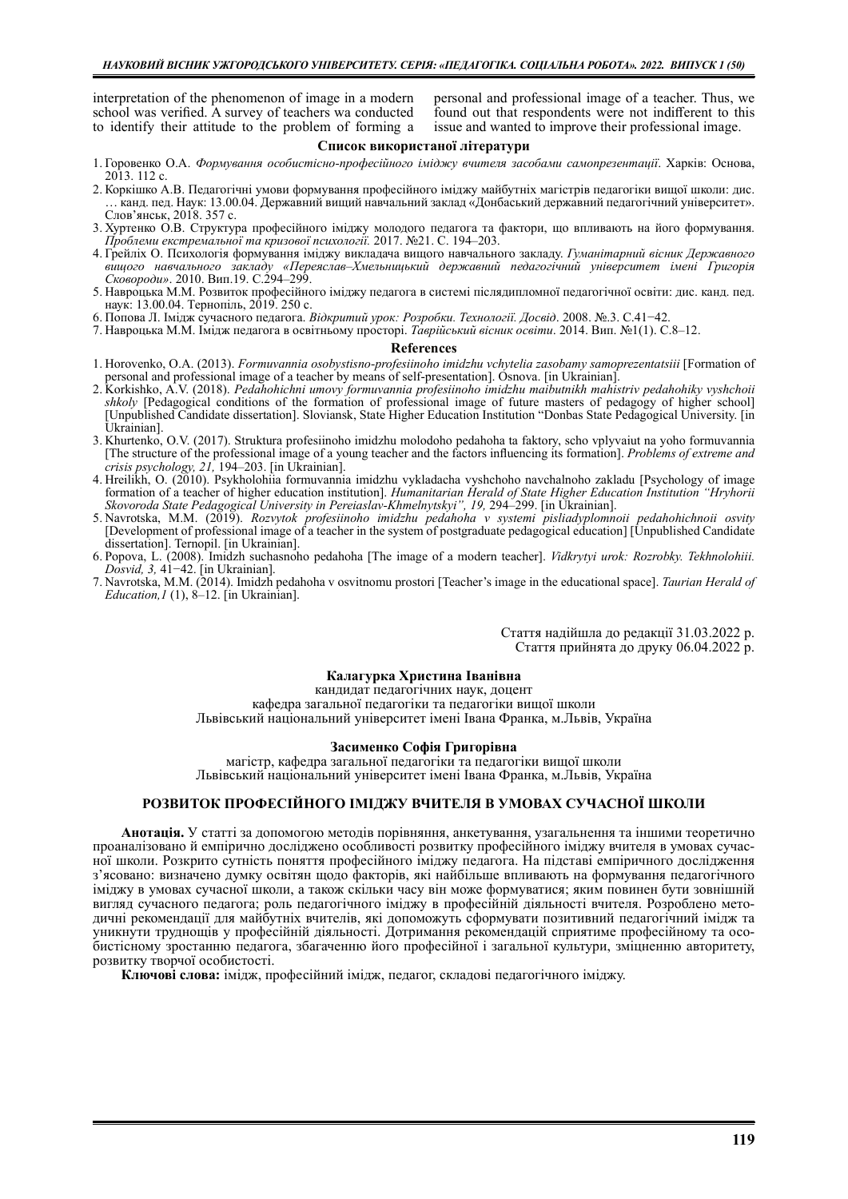interpretation of the phenomenon of image in a modern school was verified. A survey of teachers wa conducted to identify their attitude to the problem of forming a personal and professional image of a teacher. Thus, we found out that respondents were not indifferent to this issue and wanted to improve their professional image.

## Список використаної літератури

1. Горовенко О.А. *Формування особистісно-професійного іміджу вчителя засобами самопрезентації*. Харків: Основа, 2013. 112 с.
2. Коркішко А.В. Педагогічні умови формування професійного іміджу майбутніх магістрів педагогіки вищої школи: дис. … канд. пед. Наук: 13.00.04. Державний вищий навчальний заклад «Донбаський державний педагогічний університет». Слов'янськ, 2018. 357 с.
3. Хуртенко О.В. Структура професійного іміджу молодого педагога та фактори, що впливають на його формування. *Проблеми екстремальної та кризової психології.* 2017. №21. С. 194–203.
4. Грейліх О. Психологія формування іміджу викладача вищого навчального закладу. *Гуманітарний вісник Державного вищого навчального закладу «Переяслав–Хмельницький державний педагогічний університет імені Григорія Сковороди»*. 2010. Вип.19. С.294–299.
5. Навроцька М.М. Розвиток професійного іміджу педагога в системі післядипломної педагогічної освіти: дис. канд. пед. наук: 13.00.04. Тернопіль, 2019. 250 с.
6. Попова Л. Імідж сучасного педагога. *Відкритий урок: Розробки. Технології. Досвід*. 2008. №.3. С.41−42.
7. Навроцька М.М. Імідж педагога в освітньому просторі. *Таврійський вісник освіти*. 2014. Вип. №1(1). С.8–12.

## References

1. Horovenko, O.A. (2013). *Formuvannia osobystisno-profesiinoho imidzhu vchytelia zasobamy samoprezentatsiii* [Formation of personal and professional image of a teacher by means of self-presentation]. Osnova. [in Ukrainian].
2. Korkishko, A.V. (2018). *Pedahohichni umovy formuvannia profesiinoho imidzhu maibutnikh mahistriv pedahohiky vyshchoii shkoly* [Pedagogical conditions of the formation of professional image of future masters of pedagogy of higher school] [Unpublished Candidate dissertation]. Sloviansk, State Higher Education Institution "Donbas State Pedagogical University. [in Ukrainian].
3. Khurtenko, O.V. (2017). Struktura profesiinoho imidzhu molodoho pedahoha ta faktory, scho vplyvaiut na yoho formuvannia [The structure of the professional image of a young teacher and the factors influencing its formation]. *Problems of extreme and crisis psychology, 21,* 194–203. [in Ukrainian].
4. Hreilikh, O. (2010). Psykholohiia formuvannia imidzhu vykladacha vyshchoho navchalnoho zakladu [Psychology of image formation of a teacher of higher education institution]. *Humanitarian Herald of State Higher Education Institution "Hryhorii Skovoroda State Pedagogical University in Pereiaslav-Khmelnytskyi", 19,* 294–299. [in Ukrainian].
5. Navrotska, M.M. (2019). *Rozvytok profesiinoho imidzhu pedahoha v systemi pisliadyplomnoii pedahohichnoii osvity* [Development of professional image of a teacher in the system of postgraduate pedagogical education] [Unpublished Candidate dissertation]. Ternopil. [in Ukrainian].
6. Popova, L. (2008). Imidzh suchasnoho pedahoha [The image of a modern teacher]. *Vidkrytyi urok: Rozrobky. Tekhnolohiii. Dosvid, 3,* 41−42. [in Ukrainian].
7. Navrotska, M.M. (2014). Imidzh pedahoha v osvitnomu prostori [Teacher's image in the educational space]. *Taurian Herald of Education,1* (1), 8–12. [in Ukrainian].

Стаття надійшла до редакції 31.03.2022 р.
Стаття прийнята до друку 06.04.2022 р.

**Калагурка Христина Іванівна**
кандидат педагогічних наук, доцент
кафедра загальної педагогіки та педагогіки вищої школи
Львівський національний університет імені Івана Франка, м.Львів, Україна

**Засименко Софія Григорівна**
магістр, кафедра загальної педагогіки та педагогіки вищої школи
Львівський національний університет імені Івана Франка, м.Львів, Україна

## РОЗВИТОК ПРОФЕСІЙНОГО ІМІДЖУ ВЧИТЕЛЯ В УМОВАХ СУЧАСНОЇ ШКОЛИ

**Анотація.** У статті за допомогою методів порівняння, анкетування, узагальнення та іншими теоретично проаналізовано й емпірично досліджено особливості розвитку професійного іміджу вчителя в умовах сучасної школи. Розкрито сутність поняття професійного іміджу педагога. На підставі емпіричного дослідження з'ясовано: визначено думку освітян щодо факторів, які найбільше впливають на формування педагогічного іміджу в умовах сучасної школи, а також скільки часу він може формуватися; яким повинен бути зовнішній вигляд сучасного педагога; роль педагогічного іміджу в професійній діяльності вчителя. Розроблено методичні рекомендації для майбутніх вчителів, які допоможуть сформувати позитивний педагогічний імідж та уникнути труднощів у професійній діяльності. Дотримання рекомендацій сприятиме професійному та особистісному зростанню педагога, збагаченню його професійної і загальної культури, зміцненню авторитету, розвитку творчої особистості.

**Ключові слова:** імідж, професійний імідж, педагог, складові педагогічного іміджу.